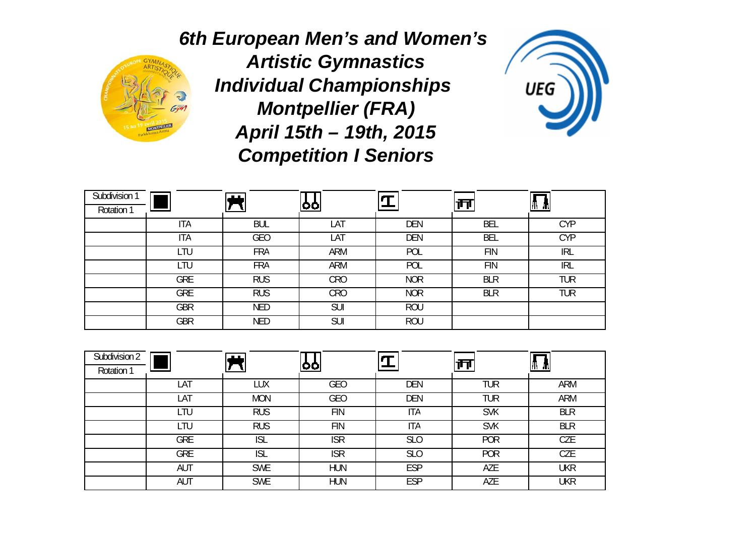# 6th European Men's and Women's Artistic Gymnastics Individual Championships Montpellier (FRA) April 15th – 19th, 2015 Competition I Seniors

| Subdivision 1<br>Rotation 1 | | | | | | |
|---|---|---|---|---|---|---|
| | ITA | BUL | LAT | DEN | BEL | CYP |
| | ITA | GEO | LAT | DEN | BEL | CYP |
| | LTU | FRA | ARM | POL | FIN | IRL |
| | LTU | FRA | ARM | POL | FIN | IRL |
| | GRE | RUS | CRO | NOR | BLR | TUR |
| | GRE | RUS | CRO | NOR | BLR | TUR |
| | GBR | NED | SUI | ROU | | |
| | GBR | NED | SUI | ROU | | |

| Subdivision 2<br>Rotation 1 | | | | | | |
|---|---|---|---|---|---|---|
| | LAT | LUX | GEO | DEN | TUR | ARM |
| | LAT | MON | GEO | DEN | TUR | ARM |
| | LTU | RUS | FIN | ITA | SVK | BLR |
| | LTU | RUS | FIN | ITA | SVK | BLR |
| | GRE | ISL | ISR | SLO | POR | CZE |
| | GRE | ISL | ISR | SLO | POR | CZE |
| | AUT | SWE | HUN | ESP | AZE | UKR |
| | AUT | SWE | HUN | ESP | AZE | UKR |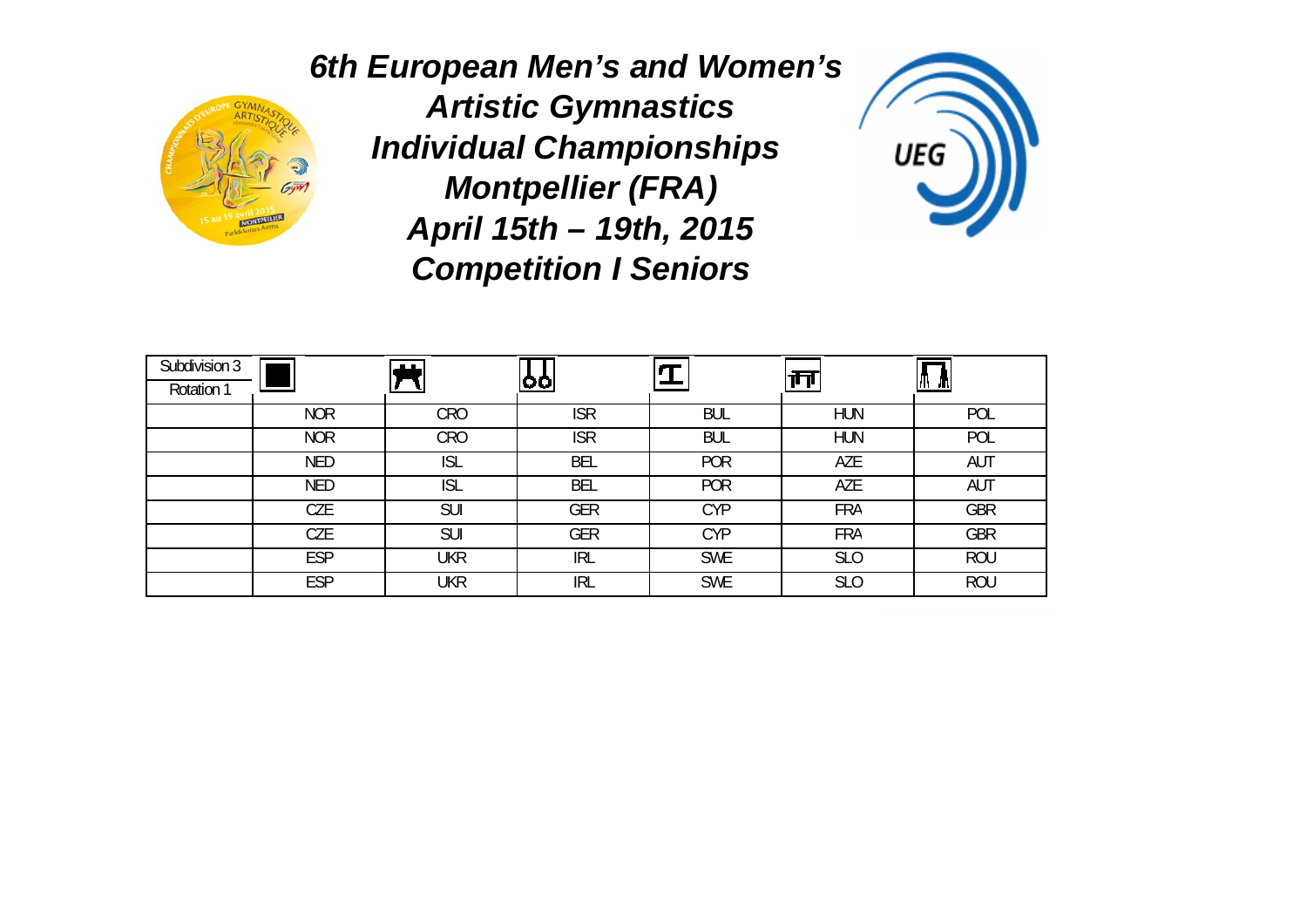*6th European Men's and Women's Artistic Gymnastics Individual Championships*

*Montpellier (FRA)*

*April 15th – 19th, 2015*

*Competition I Seniors*

| Subdivision 3 Rotation 1 | | | | | | |
|---|---|---|---|---|---|---|
| | NOR | CRO | ISR | BUL | HUN | POL |
| | NOR | CRO | ISR | BUL | HUN | POL |
| | NED | ISL | BEL | POR | AZE | AUT |
| | NED | ISL | BEL | POR | AZE | AUT |
| | CZE | SUI | GER | CYP | FRA | GBR |
| | CZE | SUI | GER | CYP | FRA | GBR |
| | ESP | UKR | IRL | SWE | SLO | ROU |
| | ESP | UKR | IRL | SWE | SLO | ROU |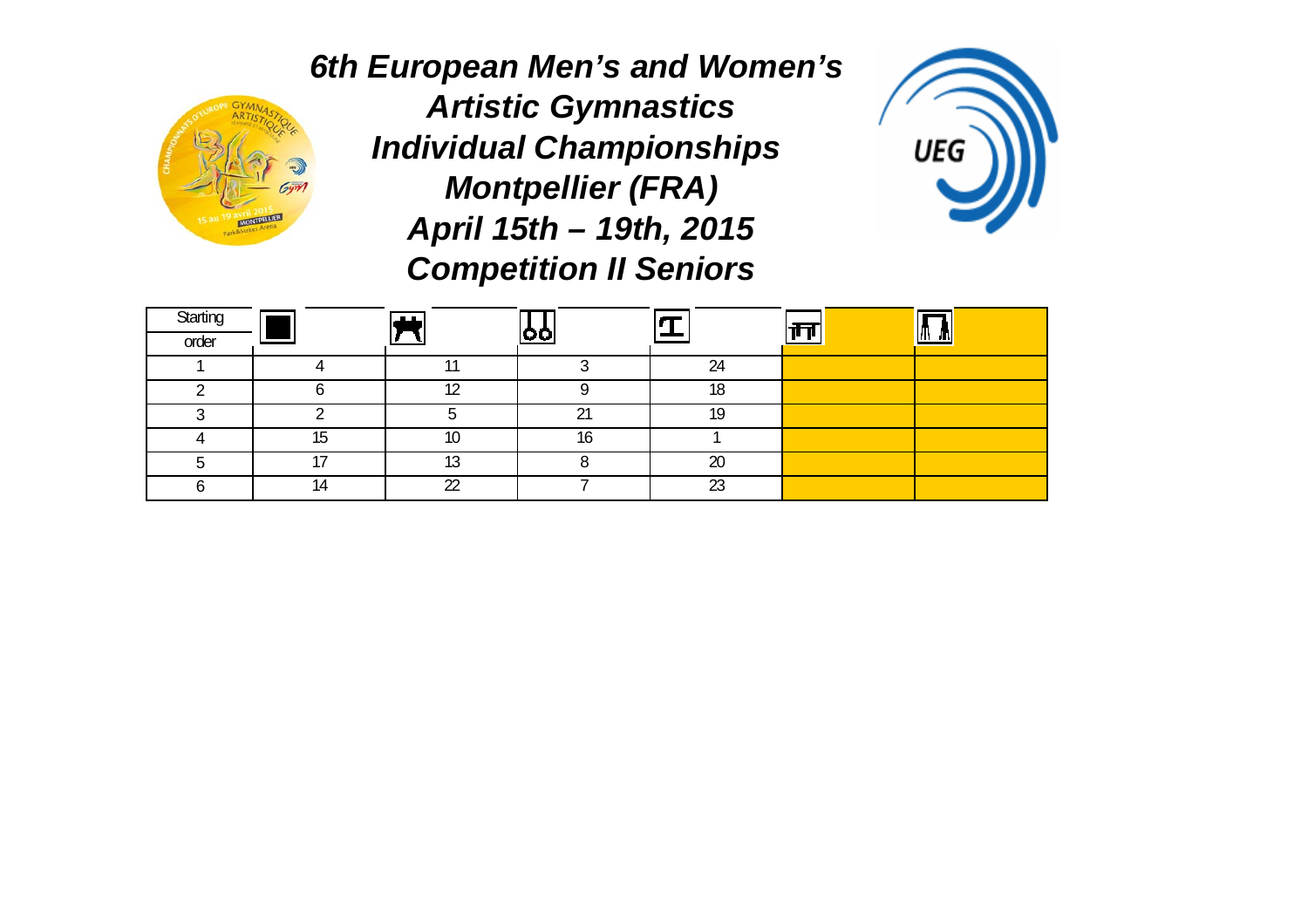# 6th European Men's and Women's Artistic Gymnastics Individual Championships Montpellier (FRA) April 15th – 19th, 2015 Competition II Seniors

| Starting order | Floor | Pommel horse | Rings | Vault | Parallel bars | Horizontal bar |
|---|---|---|---|---|---|---|
| 1 | 4 | 11 | 3 | 24 | | |
| 2 | 6 | 12 | 9 | 18 | | |
| 3 | 2 | 5 | 21 | 19 | | |
| 4 | 15 | 10 | 16 | 1 | | |
| 5 | 17 | 13 | 8 | 20 | | |
| 6 | 14 | 22 | 7 | 23 | | |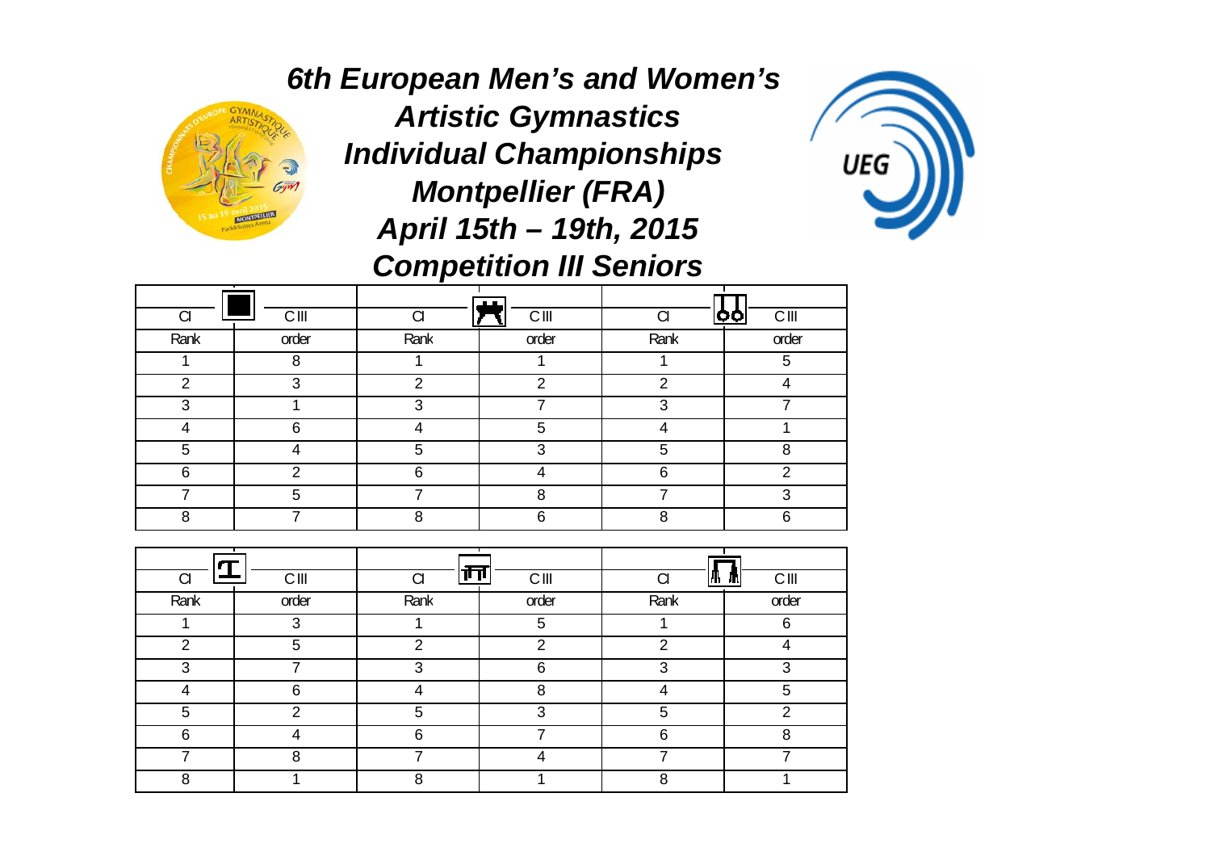# *6th European Men's and Women's Artistic Gymnastics Individual Championships Montpellier (FRA) April 15th – 19th, 2015 Competition III Seniors*

| CI | CIII | CI | CIII | CI | CIII |
|---|---|---|---|---|---|
| Rank | order | Rank | order | Rank | order |
| 1 | 8 | 1 | 1 | 1 | 5 |
| 2 | 3 | 2 | 2 | 2 | 4 |
| 3 | 1 | 3 | 7 | 3 | 7 |
| 4 | 6 | 4 | 5 | 4 | 1 |
| 5 | 4 | 5 | 3 | 5 | 8 |
| 6 | 2 | 6 | 4 | 6 | 2 |
| 7 | 5 | 7 | 8 | 7 | 3 |
| 8 | 7 | 8 | 6 | 8 | 6 |

| CI | CIII | CI | CIII | CI | CIII |
|---|---|---|---|---|---|
| Rank | order | Rank | order | Rank | order |
| 1 | 3 | 1 | 5 | 1 | 6 |
| 2 | 5 | 2 | 2 | 2 | 4 |
| 3 | 7 | 3 | 6 | 3 | 3 |
| 4 | 6 | 4 | 8 | 4 | 5 |
| 5 | 2 | 5 | 3 | 5 | 2 |
| 6 | 4 | 6 | 7 | 6 | 8 |
| 7 | 8 | 7 | 4 | 7 | 7 |
| 8 | 1 | 8 | 1 | 8 | 1 |